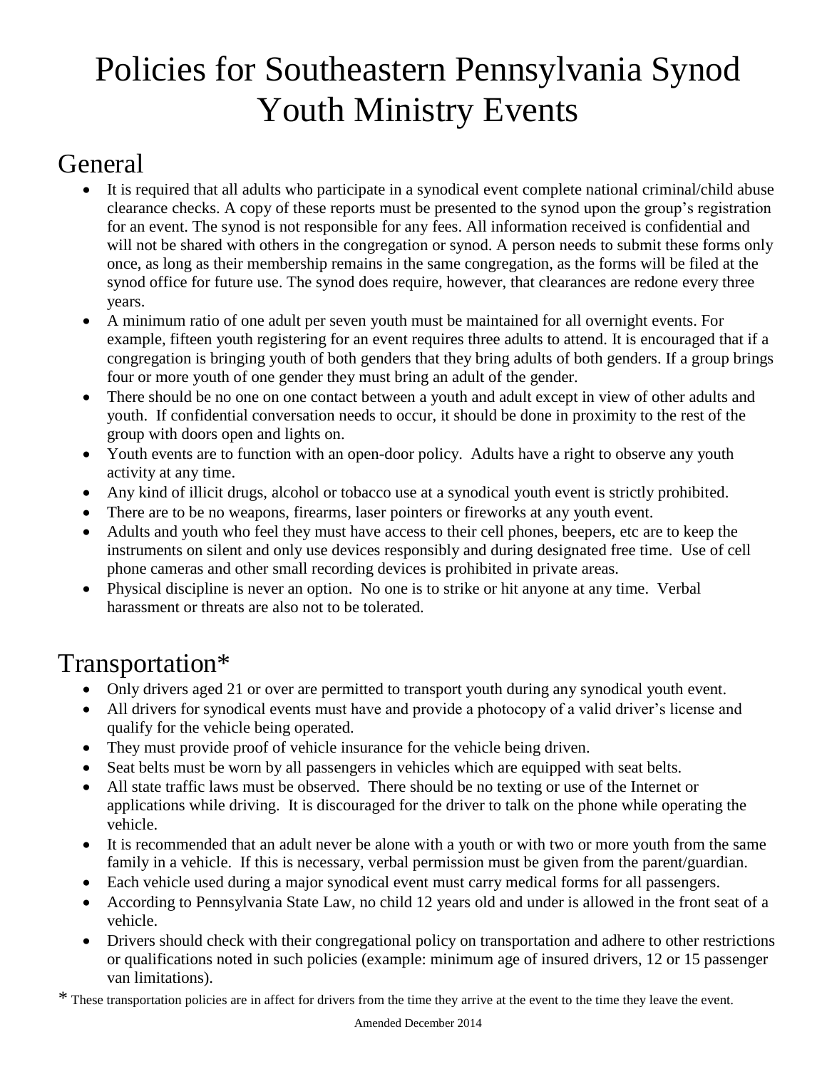# Policies for Southeastern Pennsylvania Synod Youth Ministry Events

## General

- It is required that all adults who participate in a synodical event complete national criminal/child abuse clearance checks. A copy of these reports must be presented to the synod upon the group's registration for an event. The synod is not responsible for any fees. All information received is confidential and will not be shared with others in the congregation or synod. A person needs to submit these forms only once, as long as their membership remains in the same congregation, as the forms will be filed at the synod office for future use. The synod does require, however, that clearances are redone every three years.
- A minimum ratio of one adult per seven youth must be maintained for all overnight events. For example, fifteen youth registering for an event requires three adults to attend. It is encouraged that if a congregation is bringing youth of both genders that they bring adults of both genders. If a group brings four or more youth of one gender they must bring an adult of the gender.
- There should be no one on one contact between a youth and adult except in view of other adults and youth. If confidential conversation needs to occur, it should be done in proximity to the rest of the group with doors open and lights on.
- Youth events are to function with an open-door policy. Adults have a right to observe any youth activity at any time.
- Any kind of illicit drugs, alcohol or tobacco use at a synodical youth event is strictly prohibited.
- There are to be no weapons, firearms, laser pointers or fireworks at any youth event.
- Adults and youth who feel they must have access to their cell phones, beepers, etc are to keep the instruments on silent and only use devices responsibly and during designated free time. Use of cell phone cameras and other small recording devices is prohibited in private areas.
- Physical discipline is never an option. No one is to strike or hit anyone at any time. Verbal harassment or threats are also not to be tolerated.

## Transportation*

- Only drivers aged 21 or over are permitted to transport youth during any synodical youth event.
- All drivers for synodical events must have and provide a photocopy of a valid driver's license and qualify for the vehicle being operated.
- They must provide proof of vehicle insurance for the vehicle being driven.
- Seat belts must be worn by all passengers in vehicles which are equipped with seat belts.
- All state traffic laws must be observed. There should be no texting or use of the Internet or applications while driving. It is discouraged for the driver to talk on the phone while operating the vehicle.
- It is recommended that an adult never be alone with a youth or with two or more youth from the same family in a vehicle. If this is necessary, verbal permission must be given from the parent/guardian.
- Each vehicle used during a major synodical event must carry medical forms for all passengers.
- According to Pennsylvania State Law, no child 12 years old and under is allowed in the front seat of a vehicle.
- Drivers should check with their congregational policy on transportation and adhere to other restrictions or qualifications noted in such policies (example: minimum age of insured drivers, 12 or 15 passenger van limitations).

* These transportation policies are in affect for drivers from the time they arrive at the event to the time they leave the event.

Amended December 2014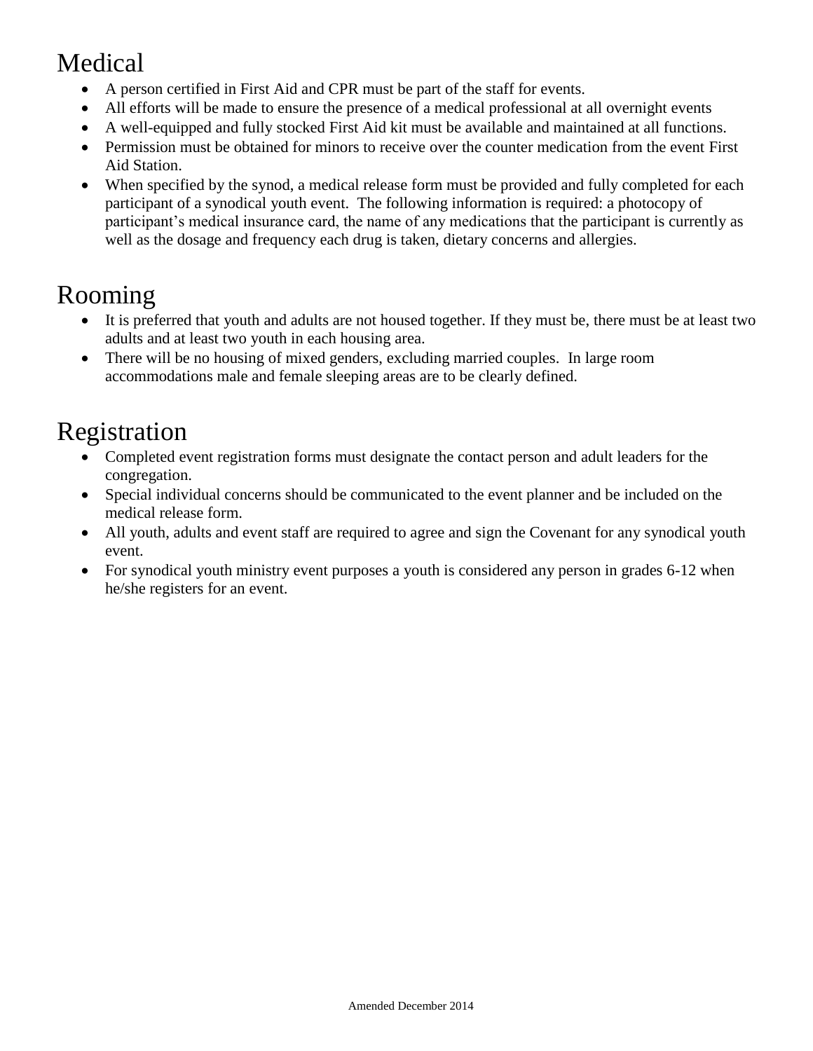# Medical

- A person certified in First Aid and CPR must be part of the staff for events.
- All efforts will be made to ensure the presence of a medical professional at all overnight events
- A well-equipped and fully stocked First Aid kit must be available and maintained at all functions.
- Permission must be obtained for minors to receive over the counter medication from the event First Aid Station.
- When specified by the synod, a medical release form must be provided and fully completed for each participant of a synodical youth event. The following information is required: a photocopy of participant's medical insurance card, the name of any medications that the participant is currently as well as the dosage and frequency each drug is taken, dietary concerns and allergies.

# Rooming

- It is preferred that youth and adults are not housed together. If they must be, there must be at least two adults and at least two youth in each housing area.
- There will be no housing of mixed genders, excluding married couples. In large room accommodations male and female sleeping areas are to be clearly defined.

# Registration

- Completed event registration forms must designate the contact person and adult leaders for the congregation.
- Special individual concerns should be communicated to the event planner and be included on the medical release form.
- All youth, adults and event staff are required to agree and sign the Covenant for any synodical youth event.
- For synodical youth ministry event purposes a youth is considered any person in grades 6-12 when he/she registers for an event.

Amended December 2014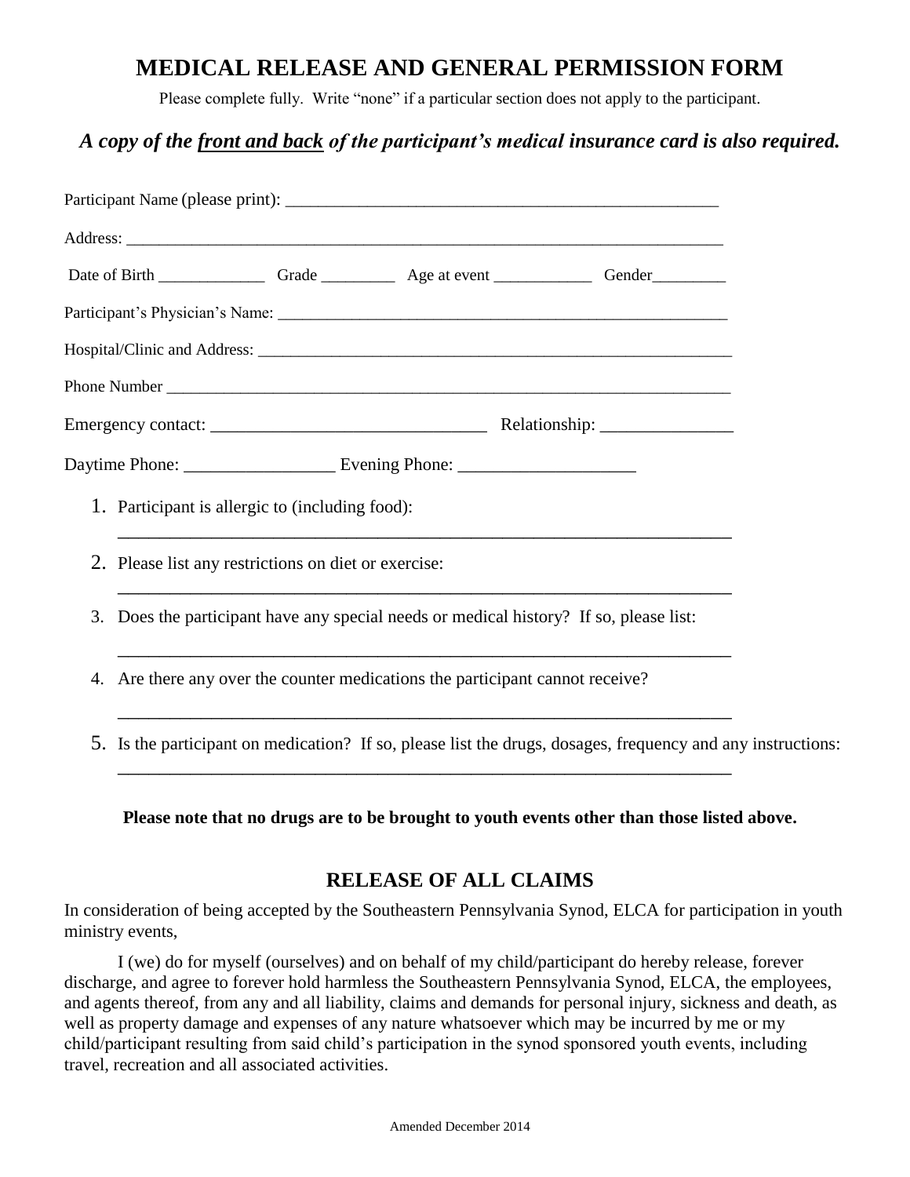# MEDICAL RELEASE AND GENERAL PERMISSION FORM

Please complete fully. Write "none" if a particular section does not apply to the participant.

### *A copy of the __front and back__ of the participant's medical insurance card is also required.*

Participant Name (please print): ____________________________________________________

Address: ______________________________________________________________________________

Date of Birth _____________ Grade _________ Age at event ____________ Gender_________

Participant's Physician's Name: _________________________________________________________

Hospital/Clinic and Address: ____________________________________________________________

Phone Number ________________________________________________________________________

Emergency contact: _______________________________ Relationship: _______________

Daytime Phone: _________________ Evening Phone: ____________________

1. Participant is allergic to (including food):
   ______________________________________________________________________
2. Please list any restrictions on diet or exercise:
   ______________________________________________________________________
3. Does the participant have any special needs or medical history? If so, please list:
   ______________________________________________________________________
4. Are there any over the counter medications the participant cannot receive?
   ______________________________________________________________________
5. Is the participant on medication? If so, please list the drugs, dosages, frequency and any instructions:
   ______________________________________________________________________

**Please note that no drugs are to be brought to youth events other than those listed above.**

## RELEASE OF ALL CLAIMS

In consideration of being accepted by the Southeastern Pennsylvania Synod, ELCA for participation in youth ministry events,

I (we) do for myself (ourselves) and on behalf of my child/participant do hereby release, forever discharge, and agree to forever hold harmless the Southeastern Pennsylvania Synod, ELCA, the employees, and agents thereof, from any and all liability, claims and demands for personal injury, sickness and death, as well as property damage and expenses of any nature whatsoever which may be incurred by me or my child/participant resulting from said child's participation in the synod sponsored youth events, including travel, recreation and all associated activities.

Amended December 2014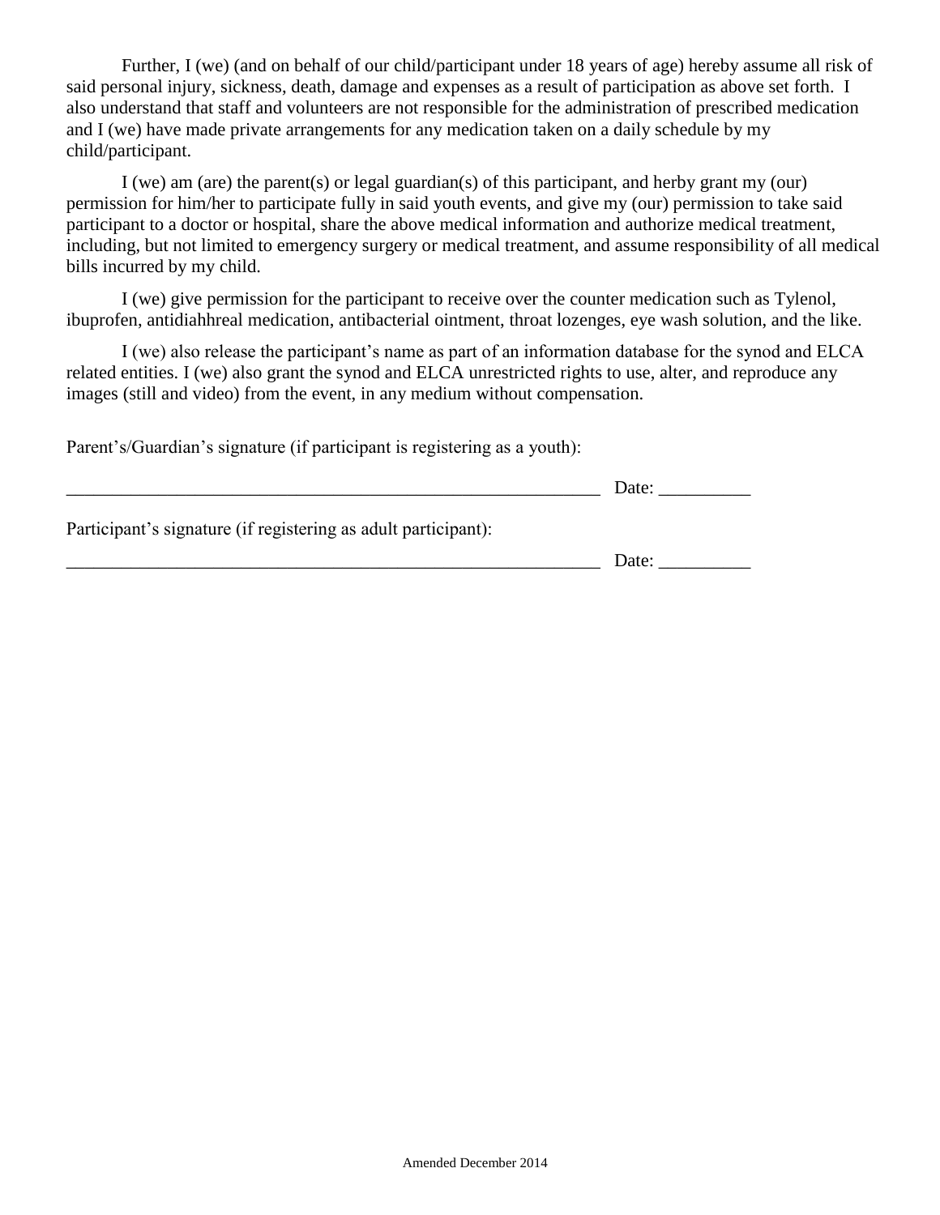Further, I (we) (and on behalf of our child/participant under 18 years of age) hereby assume all risk of said personal injury, sickness, death, damage and expenses as a result of participation as above set forth. I also understand that staff and volunteers are not responsible for the administration of prescribed medication and I (we) have made private arrangements for any medication taken on a daily schedule by my child/participant.

I (we) am (are) the parent(s) or legal guardian(s) of this participant, and herby grant my (our) permission for him/her to participate fully in said youth events, and give my (our) permission to take said participant to a doctor or hospital, share the above medical information and authorize medical treatment, including, but not limited to emergency surgery or medical treatment, and assume responsibility of all medical bills incurred by my child.

I (we) give permission for the participant to receive over the counter medication such as Tylenol, ibuprofen, antidiahhreal medication, antibacterial ointment, throat lozenges, eye wash solution, and the like.

I (we) also release the participant's name as part of an information database for the synod and ELCA related entities. I (we) also grant the synod and ELCA unrestricted rights to use, alter, and reproduce any images (still and video) from the event, in any medium without compensation.

Parent's/Guardian's signature (if participant is registering as a youth):

_____________________________________________________________ Date: __________

Participant's signature (if registering as adult participant):

_____________________________________________________________ Date: __________

Amended December 2014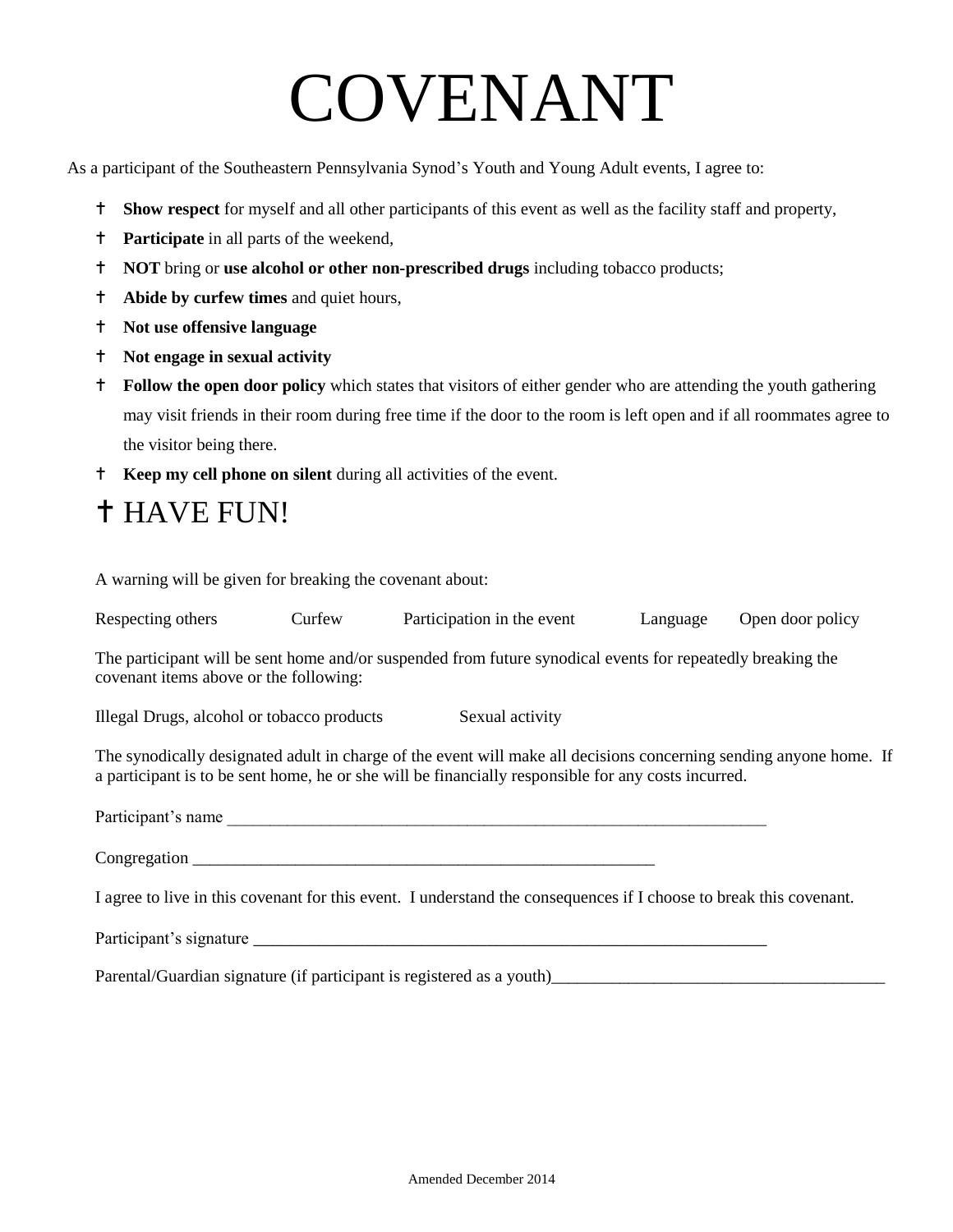# COVENANT

As a participant of the Southeastern Pennsylvania Synod's Youth and Young Adult events, I agree to:

- † **Show respect** for myself and all other participants of this event as well as the facility staff and property,
- † **Participate** in all parts of the weekend,
- † **NOT** bring or **use alcohol or other non-prescribed drugs** including tobacco products;
- † **Abide by curfew times** and quiet hours,
- † **Not use offensive language**
- † **Not engage in sexual activity**
- † **Follow the open door policy** which states that visitors of either gender who are attending the youth gathering may visit friends in their room during free time if the door to the room is left open and if all roommates agree to the visitor being there.
- † **Keep my cell phone on silent** during all activities of the event.

## † HAVE FUN!

A warning will be given for breaking the covenant about:

Respecting others    Curfew    Participation in the event    Language    Open door policy

The participant will be sent home and/or suspended from future synodical events for repeatedly breaking the covenant items above or the following:

Illegal Drugs, alcohol or tobacco products    Sexual activity

The synodically designated adult in charge of the event will make all decisions concerning sending anyone home. If a participant is to be sent home, he or she will be financially responsible for any costs incurred.

Participant's name ________________________________________________________________

Congregation _______________________________________________________

I agree to live in this covenant for this event. I understand the consequences if I choose to break this covenant.

Participant's signature ____________________________________________________________

Parental/Guardian signature (if participant is registered as a youth)_______________________________________

Amended December 2014